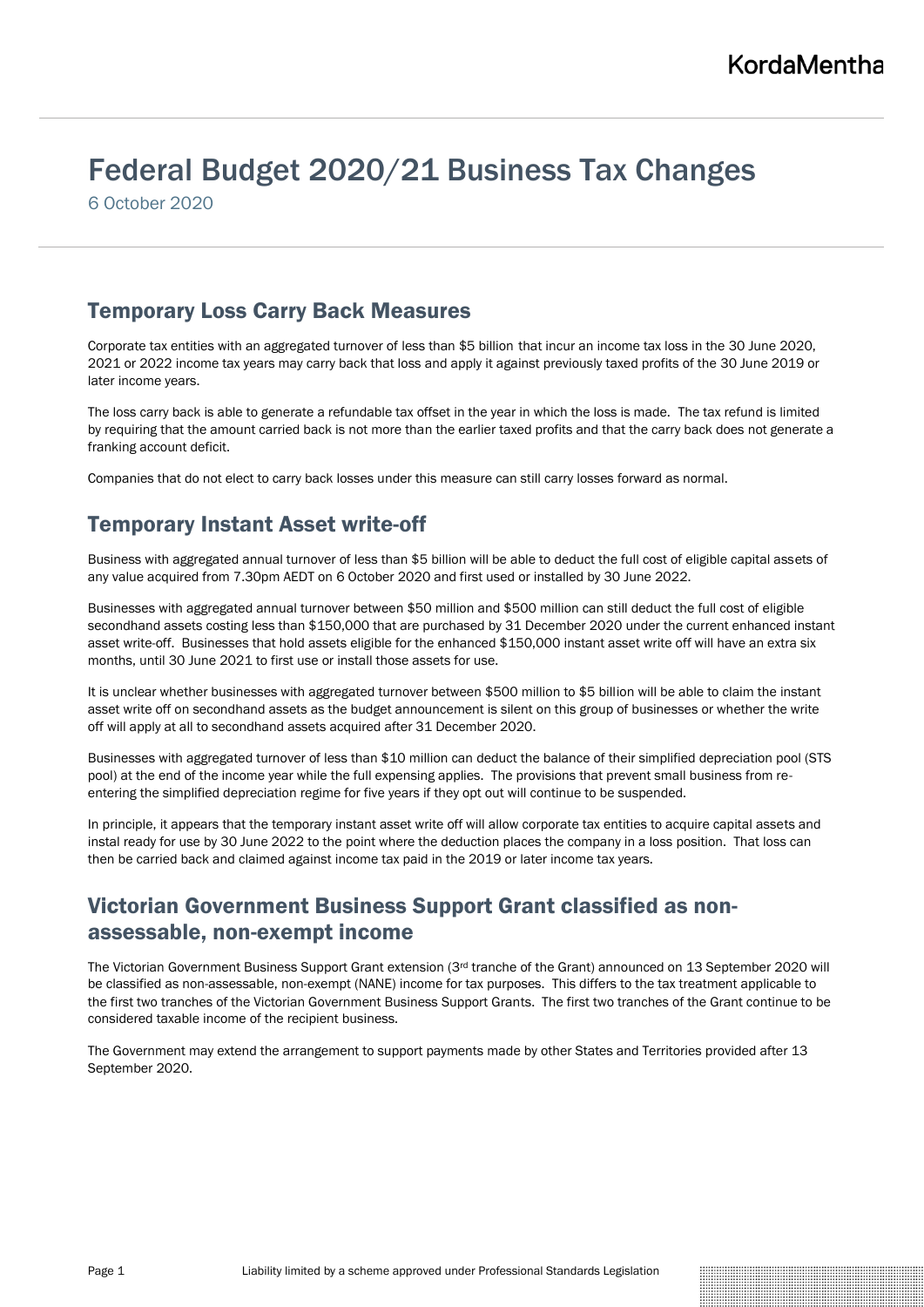# Federal Budget 2020/21 Business Tax Changes

6 October 2020

## Temporary Loss Carry Back Measures

Corporate tax entities with an aggregated turnover of less than $5 billion that incur an income tax loss in the 30 June 2020, 2021 or 2022 income tax years may carry back that loss and apply it against previously taxed profits of the 30 June 2019 or later income years.

The loss carry back is able to generate a refundable tax offset in the year in which the loss is made. The tax refund is limited by requiring that the amount carried back is not more than the earlier taxed profits and that the carry back does not generate a franking account deficit.

Companies that do not elect to carry back losses under this measure can still carry losses forward as normal.

## Temporary Instant Asset write-off

Business with aggregated annual turnover of less than $5 billion will be able to deduct the full cost of eligible capital assets of any value acquired from 7.30pm AEDT on 6 October 2020 and first used or installed by 30 June 2022.

Businesses with aggregated annual turnover between $50 million and $500 million can still deduct the full cost of eligible secondhand assets costing less than $150,000 that are purchased by 31 December 2020 under the current enhanced instant asset write-off. Businesses that hold assets eligible for the enhanced $150,000 instant asset write off will have an extra six months, until 30 June 2021 to first use or install those assets for use.

It is unclear whether businesses with aggregated turnover between $500 million to $5 billion will be able to claim the instant asset write off on secondhand assets as the budget announcement is silent on this group of businesses or whether the write off will apply at all to secondhand assets acquired after 31 December 2020.

Businesses with aggregated turnover of less than $10 million can deduct the balance of their simplified depreciation pool (STS pool) at the end of the income year while the full expensing applies. The provisions that prevent small business from re-entering the simplified depreciation regime for five years if they opt out will continue to be suspended.

In principle, it appears that the temporary instant asset write off will allow corporate tax entities to acquire capital assets and instal ready for use by 30 June 2022 to the point where the deduction places the company in a loss position. That loss can then be carried back and claimed against income tax paid in the 2019 or later income tax years.

## Victorian Government Business Support Grant classified as non-assessable, non-exempt income

The Victorian Government Business Support Grant extension (3rd tranche of the Grant) announced on 13 September 2020 will be classified as non-assessable, non-exempt (NANE) income for tax purposes. This differs to the tax treatment applicable to the first two tranches of the Victorian Government Business Support Grants. The first two tranches of the Grant continue to be considered taxable income of the recipient business.

The Government may extend the arrangement to support payments made by other States and Territories provided after 13 September 2020.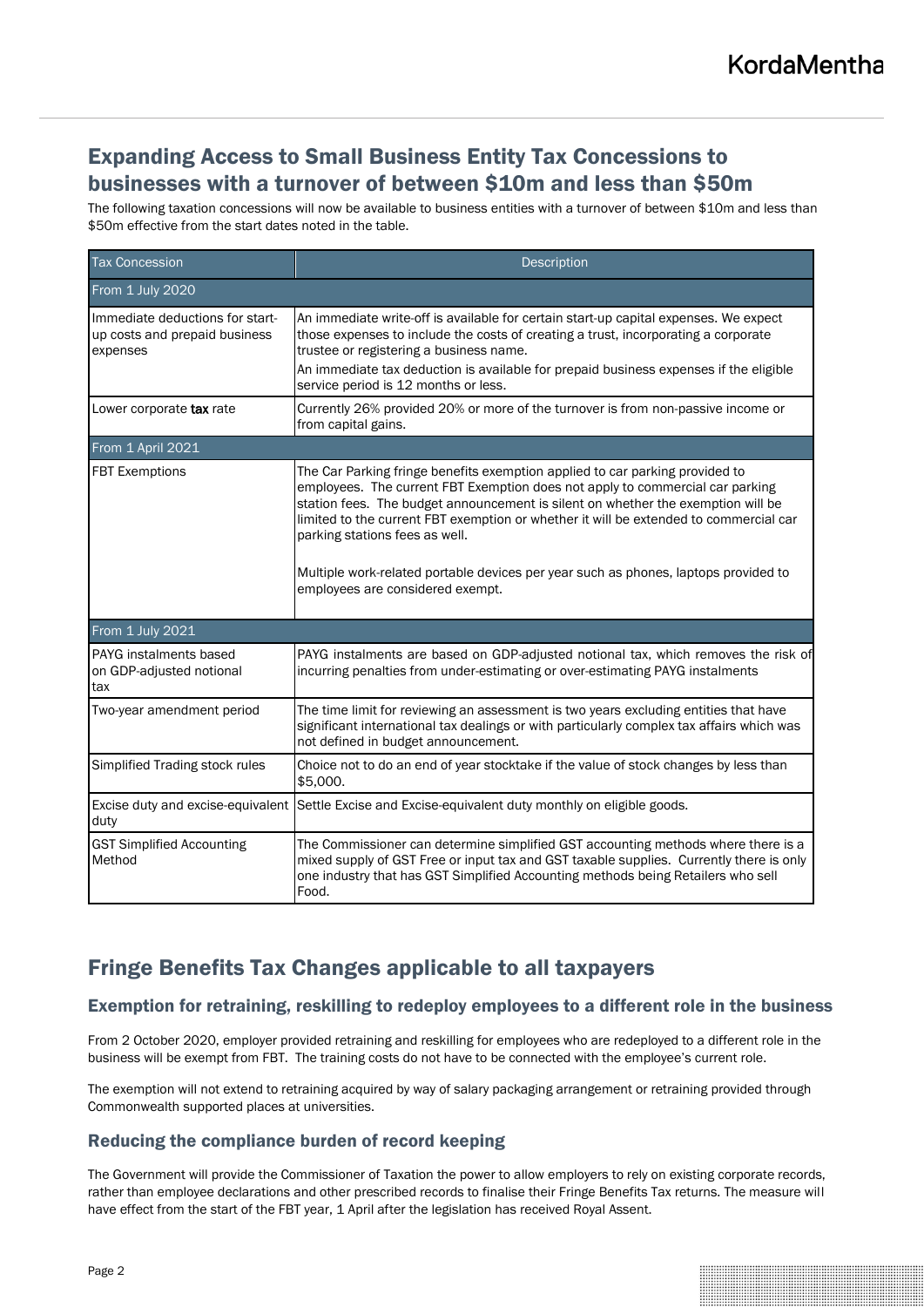## Expanding Access to Small Business Entity Tax Concessions to businesses with a turnover of between $10m and less than $50m

The following taxation concessions will now be available to business entities with a turnover of between $10m and less than $50m effective from the start dates noted in the table.

| Tax Concession | Description |
|---|---|
| **From 1 July 2020** | |
| Immediate deductions for start-up costs and prepaid business expenses | An immediate write-off is available for certain start-up capital expenses. We expect those expenses to include the costs of creating a trust, incorporating a corporate trustee or registering a business name.<br>An immediate tax deduction is available for prepaid business expenses if the eligible service period is 12 months or less. |
| Lower corporate **tax** rate | Currently 26% provided 20% or more of the turnover is from non-passive income or from capital gains. |
| **From 1 April 2021** | |
| FBT Exemptions | The Car Parking fringe benefits exemption applied to car parking provided to employees. The current FBT Exemption does not apply to commercial car parking station fees. The budget announcement is silent on whether the exemption will be limited to the current FBT exemption or whether it will be extended to commercial car parking stations fees as well.<br><br>Multiple work-related portable devices per year such as phones, laptops provided to employees are considered exempt. |
| **From 1 July 2021** | |
| PAYG instalments based on GDP-adjusted notional tax | PAYG instalments are based on GDP-adjusted notional tax, which removes the risk of incurring penalties from under-estimating or over-estimating PAYG instalments |
| Two-year amendment period | The time limit for reviewing an assessment is two years excluding entities that have significant international tax dealings or with particularly complex tax affairs which was not defined in budget announcement. |
| Simplified Trading stock rules | Choice not to do an end of year stocktake if the value of stock changes by less than $5,000. |
| Excise duty and excise-equivalent duty | Settle Excise and Excise-equivalent duty monthly on eligible goods. |
| GST Simplified Accounting Method | The Commissioner can determine simplified GST accounting methods where there is a mixed supply of GST Free or input tax and GST taxable supplies. Currently there is only one industry that has GST Simplified Accounting methods being Retailers who sell Food. |

## Fringe Benefits Tax Changes applicable to all taxpayers

### Exemption for retraining, reskilling to redeploy employees to a different role in the business

From 2 October 2020, employer provided retraining and reskilling for employees who are redeployed to a different role in the business will be exempt from FBT. The training costs do not have to be connected with the employee's current role.

The exemption will not extend to retraining acquired by way of salary packaging arrangement or retraining provided through Commonwealth supported places at universities.

### Reducing the compliance burden of record keeping

The Government will provide the Commissioner of Taxation the power to allow employers to rely on existing corporate records, rather than employee declarations and other prescribed records to finalise their Fringe Benefits Tax returns. The measure will have effect from the start of the FBT year, 1 April after the legislation has received Royal Assent.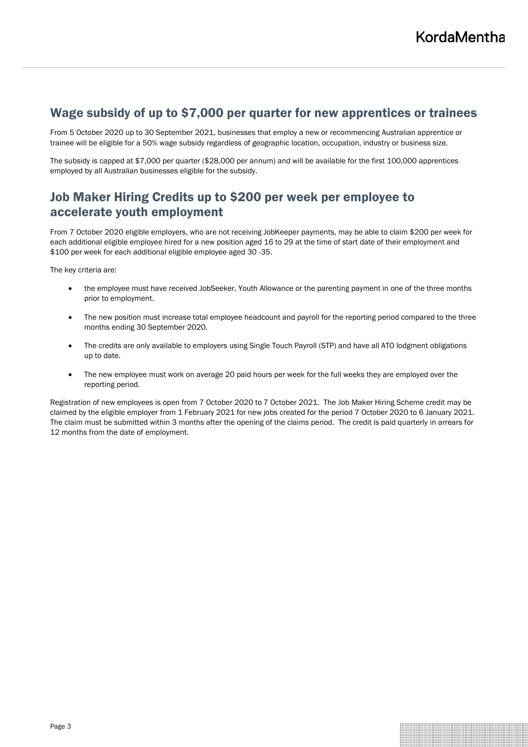## Wage subsidy of up to $7,000 per quarter for new apprentices or trainees

From 5 October 2020 up to 30 September 2021, businesses that employ a new or recommencing Australian apprentice or trainee will be eligible for a 50% wage subsidy regardless of geographic location, occupation, industry or business size.

The subsidy is capped at $7,000 per quarter ($28,000 per annum) and will be available for the first 100,000 apprentices employed by all Australian businesses eligible for the subsidy.

## Job Maker Hiring Credits up to $200 per week per employee to accelerate youth employment

From 7 October 2020 eligible employers, who are not receiving JobKeeper payments, may be able to claim $200 per week for each additional eligible employee hired for a new position aged 16 to 29 at the time of start date of their employment and $100 per week for each additional eligible employee aged 30 -35.

The key criteria are:

- the employee must have received JobSeeker, Youth Allowance or the parenting payment in one of the three months prior to employment.
- The new position must increase total employee headcount and payroll for the reporting period compared to the three months ending 30 September 2020.
- The credits are only available to employers using Single Touch Payroll (STP) and have all ATO lodgment obligations up to date.
- The new employee must work on average 20 paid hours per week for the full weeks they are employed over the reporting period.

Registration of new employees is open from 7 October 2020 to 7 October 2021. The Job Maker Hiring Scheme credit may be claimed by the eligible employer from 1 February 2021 for new jobs created for the period 7 October 2020 to 6 January 2021. The claim must be submitted within 3 months after the opening of the claims period. The credit is paid quarterly in arrears for 12 months from the date of employment.